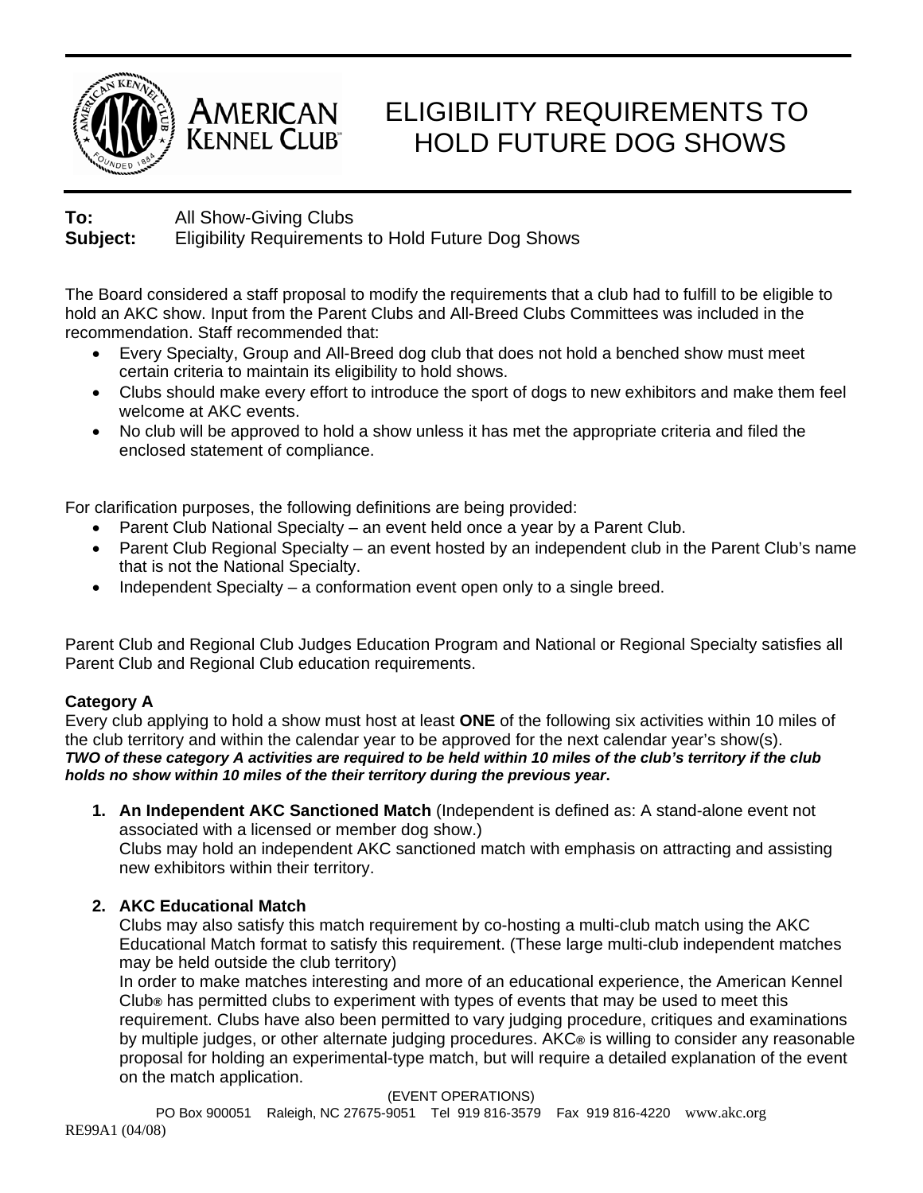# ELIGIBILITY REQUIREMENTS TO HOLD FUTURE DOG SHOWS

**To:** All Show-Giving Clubs
**Subject:** Eligibility Requirements to Hold Future Dog Shows

The Board considered a staff proposal to modify the requirements that a club had to fulfill to be eligible to hold an AKC show. Input from the Parent Clubs and All-Breed Clubs Committees was included in the recommendation. Staff recommended that:

- Every Specialty, Group and All-Breed dog club that does not hold a benched show must meet certain criteria to maintain its eligibility to hold shows.
- Clubs should make every effort to introduce the sport of dogs to new exhibitors and make them feel welcome at AKC events.
- No club will be approved to hold a show unless it has met the appropriate criteria and filed the enclosed statement of compliance.

For clarification purposes, the following definitions are being provided:

- Parent Club National Specialty – an event held once a year by a Parent Club.
- Parent Club Regional Specialty – an event hosted by an independent club in the Parent Club's name that is not the National Specialty.
- Independent Specialty – a conformation event open only to a single breed.

Parent Club and Regional Club Judges Education Program and National or Regional Specialty satisfies all Parent Club and Regional Club education requirements.

### Category A

Every club applying to hold a show must host at least **ONE** of the following six activities within 10 miles of the club territory and within the calendar year to be approved for the next calendar year's show(s).
***TWO of these category A activities are required to be held within 10 miles of the club's territory if the club holds no show within 10 miles of the their territory during the previous year*.**

1. **An Independent AKC Sanctioned Match** (Independent is defined as: A stand-alone event not associated with a licensed or member dog show.)
   Clubs may hold an independent AKC sanctioned match with emphasis on attracting and assisting new exhibitors within their territory.

2. **AKC Educational Match**
   Clubs may also satisfy this match requirement by co-hosting a multi-club match using the AKC Educational Match format to satisfy this requirement. (These large multi-club independent matches may be held outside the club territory)
   In order to make matches interesting and more of an educational experience, the American Kennel Club® has permitted clubs to experiment with types of events that may be used to meet this requirement. Clubs have also been permitted to vary judging procedure, critiques and examinations by multiple judges, or other alternate judging procedures. AKC® is willing to consider any reasonable proposal for holding an experimental-type match, but will require a detailed explanation of the event on the match application.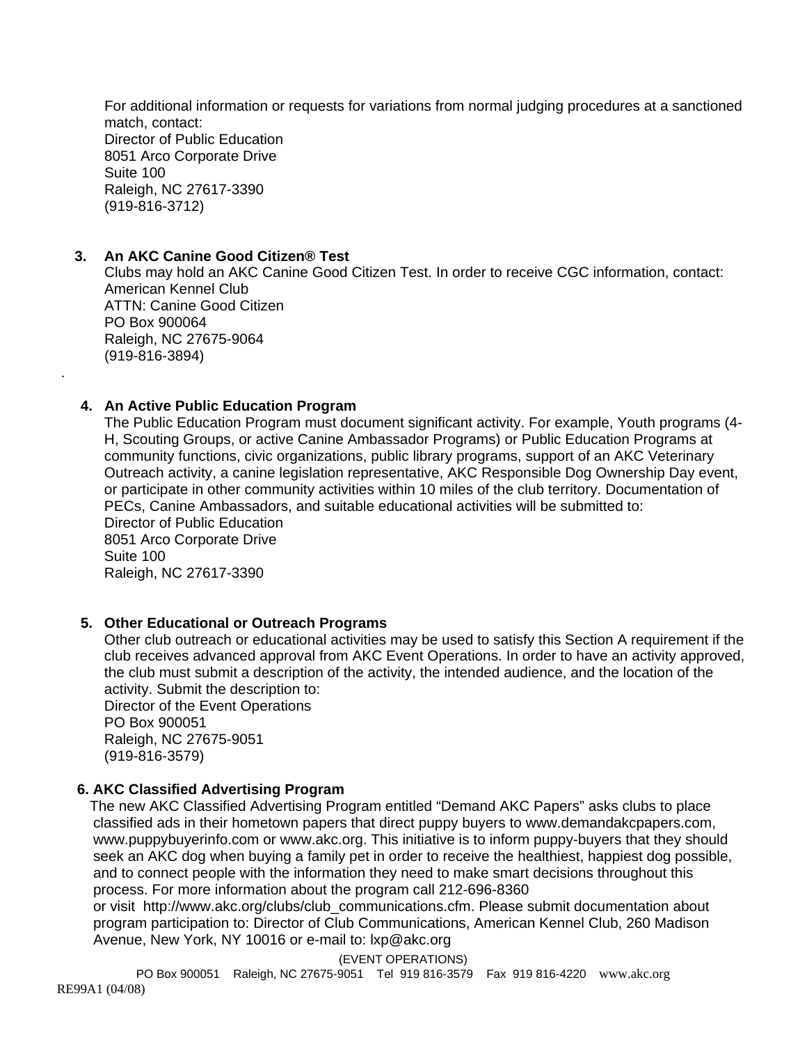For additional information or requests for variations from normal judging procedures at a sanctioned match, contact:
Director of Public Education
8051 Arco Corporate Drive
Suite 100
Raleigh, NC 27617-3390
(919-816-3712)

3. **An AKC Canine Good Citizen® Test**
   Clubs may hold an AKC Canine Good Citizen Test. In order to receive CGC information, contact:
   American Kennel Club
   ATTN: Canine Good Citizen
   PO Box 900064
   Raleigh, NC 27675-9064
   (919-816-3894)

.

4. **An Active Public Education Program**
   The Public Education Program must document significant activity. For example, Youth programs (4-H, Scouting Groups, or active Canine Ambassador Programs) or Public Education Programs at community functions, civic organizations, public library programs, support of an AKC Veterinary Outreach activity, a canine legislation representative, AKC Responsible Dog Ownership Day event, or participate in other community activities within 10 miles of the club territory. Documentation of PECs, Canine Ambassadors, and suitable educational activities will be submitted to:
   Director of Public Education
   8051 Arco Corporate Drive
   Suite 100
   Raleigh, NC 27617-3390

5. **Other Educational or Outreach Programs**
   Other club outreach or educational activities may be used to satisfy this Section A requirement if the club receives advanced approval from AKC Event Operations. In order to have an activity approved, the club must submit a description of the activity, the intended audience, and the location of the activity. Submit the description to:
   Director of the Event Operations
   PO Box 900051
   Raleigh, NC 27675-9051
   (919-816-3579)

6. **AKC Classified Advertising Program**
   The new AKC Classified Advertising Program entitled “Demand AKC Papers” asks clubs to place classified ads in their hometown papers that direct puppy buyers to www.demandakcpapers.com, www.puppybuyerinfo.com or www.akc.org. This initiative is to inform puppy-buyers that they should seek an AKC dog when buying a family pet in order to receive the healthiest, happiest dog possible, and to connect people with the information they need to make smart decisions throughout this process. For more information about the program call 212-696-8360
   or visit http://www.akc.org/clubs/club_communications.cfm. Please submit documentation about program participation to: Director of Club Communications, American Kennel Club, 260 Madison Avenue, New York, NY 10016 or e-mail to: lxp@akc.org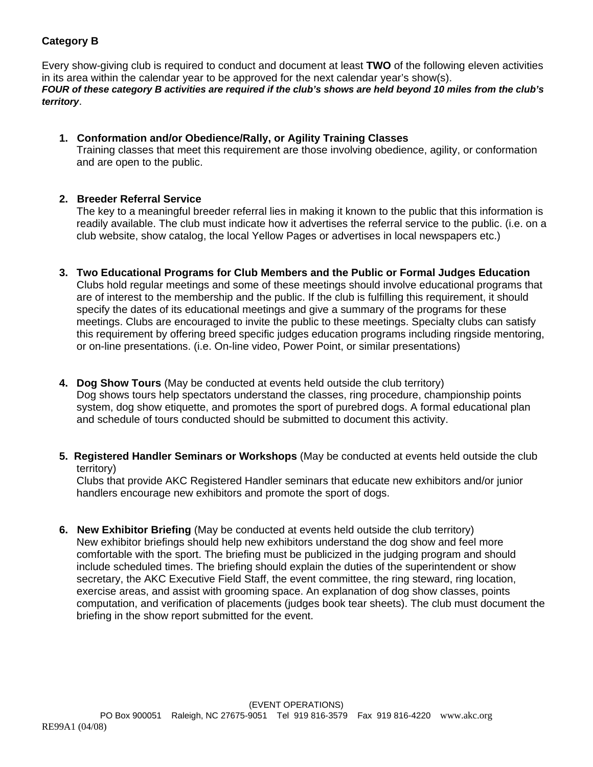**Category B**

Every show-giving club is required to conduct and document at least **TWO** of the following eleven activities in its area within the calendar year to be approved for the next calendar year's show(s).
***FOUR of these category B activities are required if the club's shows are held beyond 10 miles from the club's territory***.

1. **Conformation and/or Obedience/Rally, or Agility Training Classes**
   Training classes that meet this requirement are those involving obedience, agility, or conformation and are open to the public.

2. **Breeder Referral Service**
   The key to a meaningful breeder referral lies in making it known to the public that this information is readily available. The club must indicate how it advertises the referral service to the public. (i.e. on a club website, show catalog, the local Yellow Pages or advertises in local newspapers etc.)

3. **Two Educational Programs for Club Members and the Public or Formal Judges Education**
   Clubs hold regular meetings and some of these meetings should involve educational programs that are of interest to the membership and the public. If the club is fulfilling this requirement, it should specify the dates of its educational meetings and give a summary of the programs for these meetings. Clubs are encouraged to invite the public to these meetings. Specialty clubs can satisfy this requirement by offering breed specific judges education programs including ringside mentoring, or on-line presentations. (i.e. On-line video, Power Point, or similar presentations)

4. **Dog Show Tours** (May be conducted at events held outside the club territory)
   Dog shows tours help spectators understand the classes, ring procedure, championship points system, dog show etiquette, and promotes the sport of purebred dogs. A formal educational plan and schedule of tours conducted should be submitted to document this activity.

5. **Registered Handler Seminars or Workshops** (May be conducted at events held outside the club territory)
   Clubs that provide AKC Registered Handler seminars that educate new exhibitors and/or junior handlers encourage new exhibitors and promote the sport of dogs.

6. **New Exhibitor Briefing** (May be conducted at events held outside the club territory)
   New exhibitor briefings should help new exhibitors understand the dog show and feel more comfortable with the sport. The briefing must be publicized in the judging program and should include scheduled times. The briefing should explain the duties of the superintendent or show secretary, the AKC Executive Field Staff, the event committee, the ring steward, ring location, exercise areas, and assist with grooming space. An explanation of dog show classes, points computation, and verification of placements (judges book tear sheets). The club must document the briefing in the show report submitted for the event.

(EVENT OPERATIONS)
PO Box 900051 Raleigh, NC 27675-9051 Tel 919 816-3579 Fax 919 816-4220 www.akc.org
RE99A1 (04/08)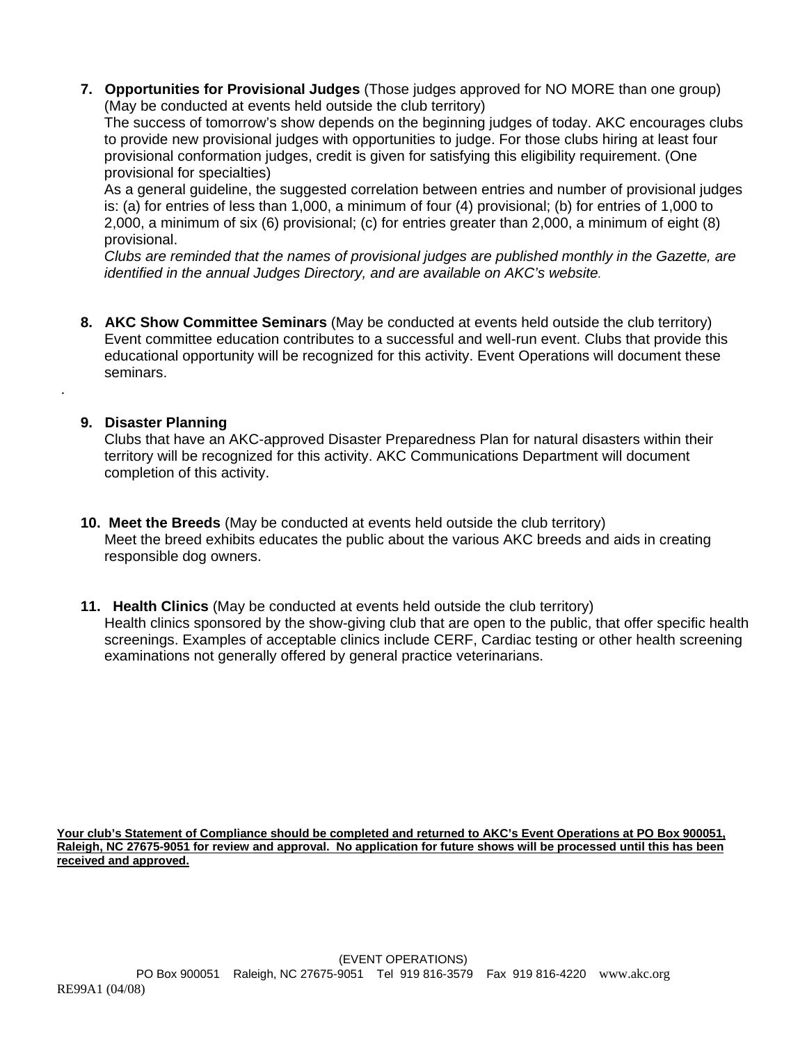7. **Opportunities for Provisional Judges** (Those judges approved for NO MORE than one group) (May be conducted at events held outside the club territory)
   The success of tomorrow's show depends on the beginning judges of today. AKC encourages clubs to provide new provisional judges with opportunities to judge. For those clubs hiring at least four provisional conformation judges, credit is given for satisfying this eligibility requirement. (One provisional for specialties)
   As a general guideline, the suggested correlation between entries and number of provisional judges is: (a) for entries of less than 1,000, a minimum of four (4) provisional; (b) for entries of 1,000 to 2,000, a minimum of six (6) provisional; (c) for entries greater than 2,000, a minimum of eight (8) provisional.
   *Clubs are reminded that the names of provisional judges are published monthly in the Gazette, are identified in the annual Judges Directory, and are available on AKC's website.*

8. **AKC Show Committee Seminars** (May be conducted at events held outside the club territory)
   Event committee education contributes to a successful and well-run event. Clubs that provide this educational opportunity will be recognized for this activity. Event Operations will document these seminars.

9. **Disaster Planning**
   Clubs that have an AKC-approved Disaster Preparedness Plan for natural disasters within their territory will be recognized for this activity. AKC Communications Department will document completion of this activity.

10. **Meet the Breeds** (May be conducted at events held outside the club territory)
    Meet the breed exhibits educates the public about the various AKC breeds and aids in creating responsible dog owners.

11. **Health Clinics** (May be conducted at events held outside the club territory)
    Health clinics sponsored by the show-giving club that are open to the public, that offer specific health screenings. Examples of acceptable clinics include CERF, Cardiac testing or other health screening examinations not generally offered by general practice veterinarians.

**Your club's Statement of Compliance should be completed and returned to AKC's Event Operations at PO Box 900051, Raleigh, NC 27675-9051 for review and approval. No application for future shows will be processed until this has been received and approved.**

(EVENT OPERATIONS)
PO Box 900051 Raleigh, NC 27675-9051 Tel 919 816-3579 Fax 919 816-4220 www.akc.org

RE99A1 (04/08)